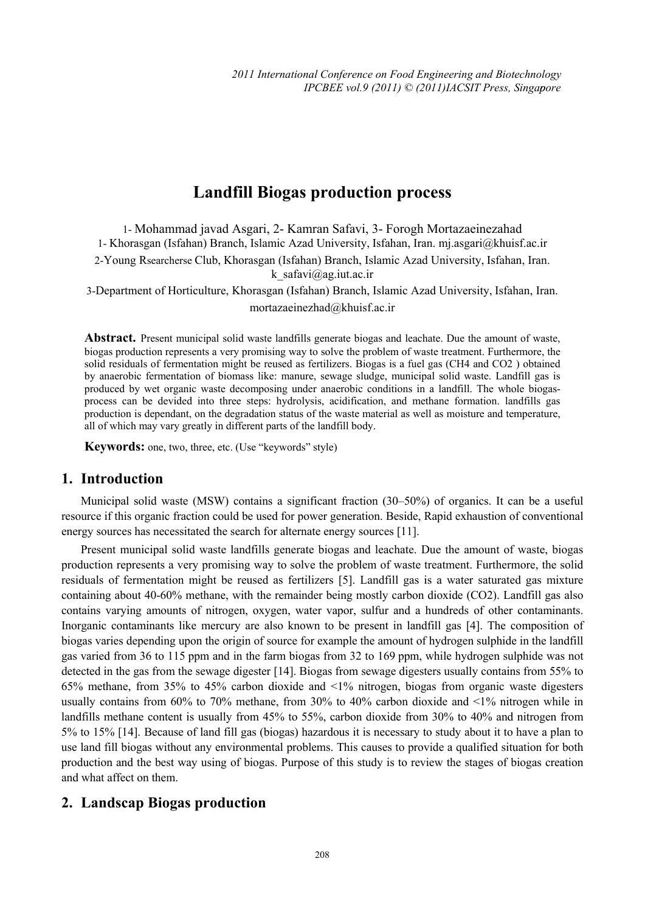# Landfill Biogas production process

1- Mohammad javad Asgari, 2- Kamran Safavi, 3- Forogh Mortazaeinezahad

1- Khorasgan (Isfahan) Branch, Islamic Azad University, Isfahan, Iran. mj.asgari@khuisf.ac.ir

2-Young Rsearcherse Club, Khorasgan (Isfahan) Branch, Islamic Azad University, Isfahan, Iran. k_safavi@ag.iut.ac.ir

3-Department of Horticulture, Khorasgan (Isfahan) Branch, Islamic Azad University, Isfahan, Iran. mortazaeinezhad@khuisf.ac.ir

**Abstract.** Present municipal solid waste landfills generate biogas and leachate. Due the amount of waste, biogas production represents a very promising way to solve the problem of waste treatment. Furthermore, the solid residuals of fermentation might be reused as fertilizers. Biogas is a fuel gas ($CH_4$ and $CO_2$ ) obtained by anaerobic fermentation of biomass like: manure, sewage sludge, municipal solid waste. Landfill gas is produced by wet organic waste decomposing under anaerobic conditions in a landfill. The whole biogas-process can be devided into three steps: hydrolysis, acidification, and methane formation. landfills gas production is dependant, on the degradation status of the waste material as well as moisture and temperature, all of which may vary greatly in different parts of the landfill body.

**Keywords:** one, two, three, etc. (Use "keywords" style)

## 1. Introduction

Municipal solid waste (MSW) contains a significant fraction (30–50%) of organics. It can be a useful resource if this organic fraction could be used for power generation. Beside, Rapid exhaustion of conventional energy sources has necessitated the search for alternate energy sources [11].

Present municipal solid waste landfills generate biogas and leachate. Due the amount of waste, biogas production represents a very promising way to solve the problem of waste treatment. Furthermore, the solid residuals of fermentation might be reused as fertilizers [5]. Landfill gas is a water saturated gas mixture containing about 40-60% methane, with the remainder being mostly carbon dioxide ($CO_2$). Landfill gas also contains varying amounts of nitrogen, oxygen, water vapor, sulfur and a hundreds of other contaminants. Inorganic contaminants like mercury are also known to be present in landfill gas [4]. The composition of biogas varies depending upon the origin of source for example the amount of hydrogen sulphide in the landfill gas varied from 36 to 115 ppm and in the farm biogas from 32 to 169 ppm, while hydrogen sulphide was not detected in the gas from the sewage digester [14]. Biogas from sewage digesters usually contains from 55% to 65% methane, from 35% to 45% carbon dioxide and <1% nitrogen, biogas from organic waste digesters usually contains from 60% to 70% methane, from 30% to 40% carbon dioxide and <1% nitrogen while in landfills methane content is usually from 45% to 55%, carbon dioxide from 30% to 40% and nitrogen from 5% to 15% [14]. Because of land fill gas (biogas) hazardous it is necessary to study about it to have a plan to use land fill biogas without any environmental problems. This causes to provide a qualified situation for both production and the best way using of biogas. Purpose of this study is to review the stages of biogas creation and what affect on them.

## 2. Landscap Biogas production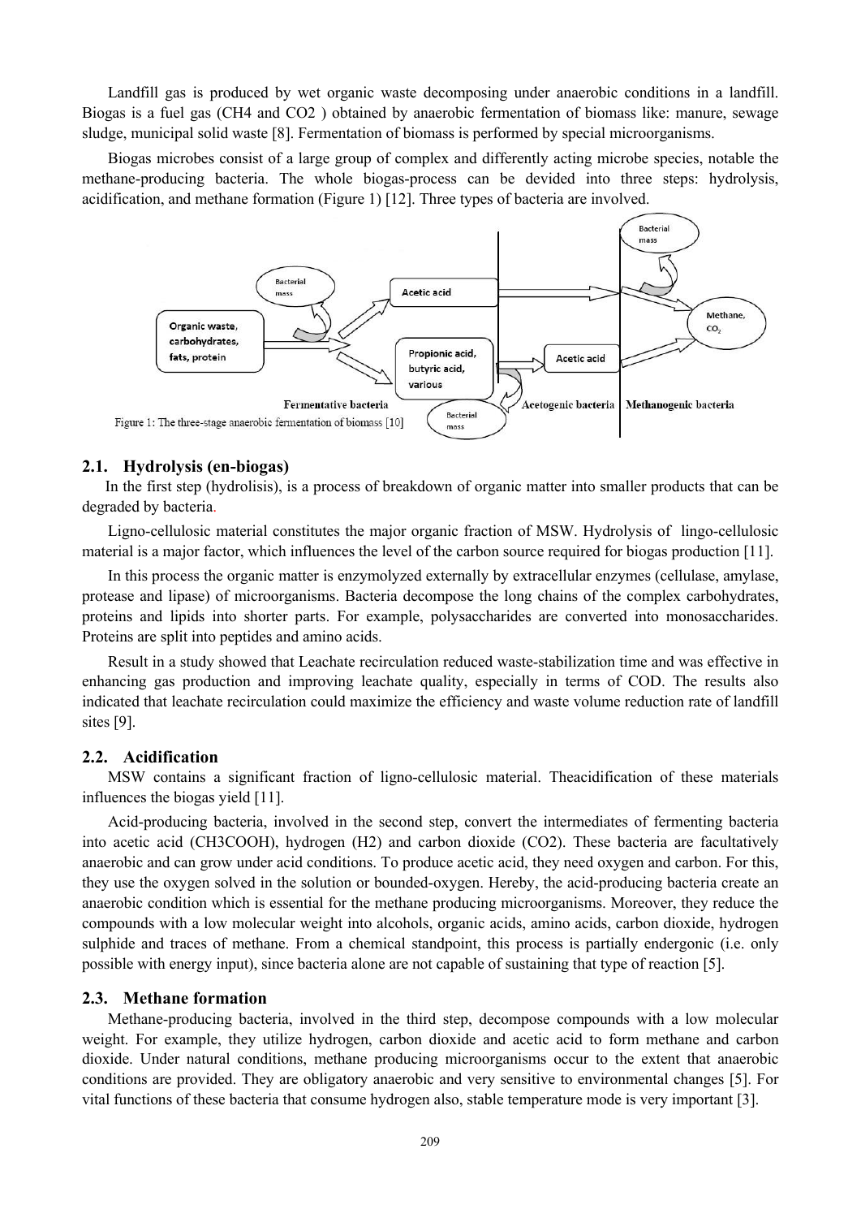Landfill gas is produced by wet organic waste decomposing under anaerobic conditions in a landfill. Biogas is a fuel gas (CH4 and CO2 ) obtained by anaerobic fermentation of biomass like: manure, sewage sludge, municipal solid waste [8]. Fermentation of biomass is performed by special microorganisms.

Biogas microbes consist of a large group of complex and differently acting microbe species, notable the methane-producing bacteria. The whole biogas-process can be devided into three steps: hydrolysis, acidification, and methane formation (Figure 1) [12]. Three types of bacteria are involved.

Figure 1: The three-stage anaerobic fermentation of biomass [10]

## 2.1. Hydrolysis (en-biogas)

In the first step (hidrolisis), is a process of breakdown of organic matter into smaller products that can be degraded by bacteria.

Ligno-cellulosic material constitutes the major organic fraction of MSW. Hydrolysis of lingo-cellulosic material is a major factor, which influences the level of the carbon source required for biogas production [11].

In this process the organic matter is enzymolyzed externally by extracellular enzymes (cellulase, amylase, protease and lipase) of microorganisms. Bacteria decompose the long chains of the complex carbohydrates, proteins and lipids into shorter parts. For example, polysaccharides are converted into monosaccharides. Proteins are split into peptides and amino acids.

Result in a study showed that Leachate recirculation reduced waste-stabilization time and was effective in enhancing gas production and improving leachate quality, especially in terms of COD. The results also indicated that leachate recirculation could maximize the efficiency and waste volume reduction rate of landfill sites [9].

## 2.2. Acidification

MSW contains a significant fraction of ligno-cellulosic material. Theacidification of these materials influences the biogas yield [11].

Acid-producing bacteria, involved in the second step, convert the intermediates of fermenting bacteria into acetic acid (CH3COOH), hydrogen (H2) and carbon dioxide (CO2). These bacteria are facultatively anaerobic and can grow under acid conditions. To produce acetic acid, they need oxygen and carbon. For this, they use the oxygen solved in the solution or bounded-oxygen. Hereby, the acid-producing bacteria create an anaerobic condition which is essential for the methane producing microorganisms. Moreover, they reduce the compounds with a low molecular weight into alcohols, organic acids, amino acids, carbon dioxide, hydrogen sulphide and traces of methane. From a chemical standpoint, this process is partially endergonic (i.e. only possible with energy input), since bacteria alone are not capable of sustaining that type of reaction [5].

## 2.3. Methane formation

Methane-producing bacteria, involved in the third step, decompose compounds with a low molecular weight. For example, they utilize hydrogen, carbon dioxide and acetic acid to form methane and carbon dioxide. Under natural conditions, methane producing microorganisms occur to the extent that anaerobic conditions are provided. They are obligatory anaerobic and very sensitive to environmental changes [5]. For vital functions of these bacteria that consume hydrogen also, stable temperature mode is very important [3].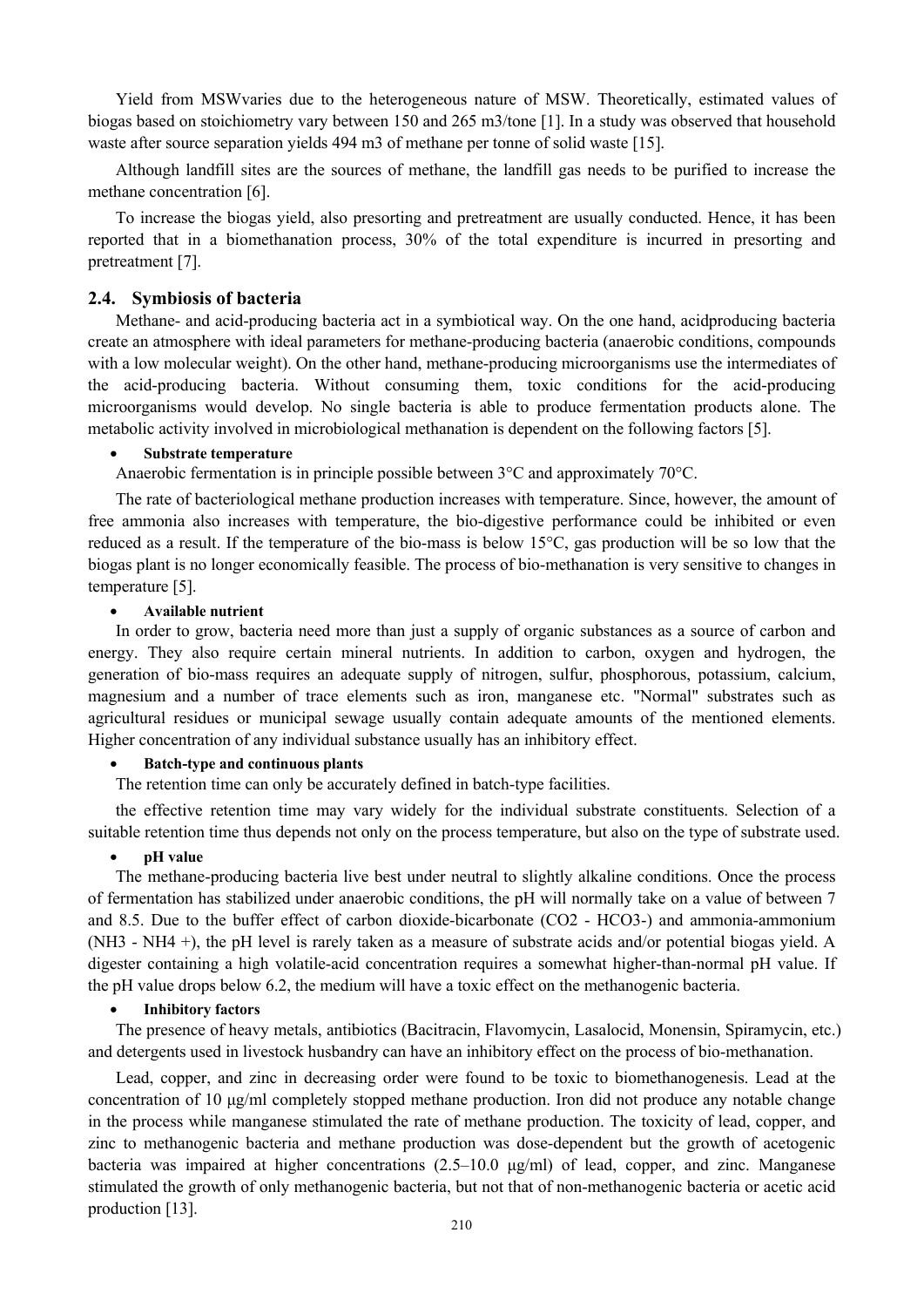Yield from MSWvaries due to the heterogeneous nature of MSW. Theoretically, estimated values of biogas based on stoichiometry vary between 150 and 265 m3/tone [1]. In a study was observed that household waste after source separation yields 494 m3 of methane per tonne of solid waste [15].

Although landfill sites are the sources of methane, the landfill gas needs to be purified to increase the methane concentration [6].

To increase the biogas yield, also presorting and pretreatment are usually conducted. Hence, it has been reported that in a biomethanation process, 30% of the total expenditure is incurred in presorting and pretreatment [7].

## 2.4. Symbiosis of bacteria

Methane- and acid-producing bacteria act in a symbiotical way. On the one hand, acidproducing bacteria create an atmosphere with ideal parameters for methane-producing bacteria (anaerobic conditions, compounds with a low molecular weight). On the other hand, methane-producing microorganisms use the intermediates of the acid-producing bacteria. Without consuming them, toxic conditions for the acid-producing microorganisms would develop. No single bacteria is able to produce fermentation products alone. The metabolic activity involved in microbiological methanation is dependent on the following factors [5].

- **Substrate temperature**

Anaerobic fermentation is in principle possible between 3°C and approximately 70°C.

The rate of bacteriological methane production increases with temperature. Since, however, the amount of free ammonia also increases with temperature, the bio-digestive performance could be inhibited or even reduced as a result. If the temperature of the bio-mass is below 15°C, gas production will be so low that the biogas plant is no longer economically feasible. The process of bio-methanation is very sensitive to changes in temperature [5].

- **Available nutrient**

In order to grow, bacteria need more than just a supply of organic substances as a source of carbon and energy. They also require certain mineral nutrients. In addition to carbon, oxygen and hydrogen, the generation of bio-mass requires an adequate supply of nitrogen, sulfur, phosphorous, potassium, calcium, magnesium and a number of trace elements such as iron, manganese etc. "Normal" substrates such as agricultural residues or municipal sewage usually contain adequate amounts of the mentioned elements. Higher concentration of any individual substance usually has an inhibitory effect.

- **Batch-type and continuous plants**

The retention time can only be accurately defined in batch-type facilities.

the effective retention time may vary widely for the individual substrate constituents. Selection of a suitable retention time thus depends not only on the process temperature, but also on the type of substrate used.

- **pH value**

The methane-producing bacteria live best under neutral to slightly alkaline conditions. Once the process of fermentation has stabilized under anaerobic conditions, the pH will normally take on a value of between 7 and 8.5. Due to the buffer effect of carbon dioxide-bicarbonate ($CO_2$ - $HCO_3^-$) and ammonia-ammonium ($NH_3$ - $NH_4^+$), the pH level is rarely taken as a measure of substrate acids and/or potential biogas yield. A digester containing a high volatile-acid concentration requires a somewhat higher-than-normal pH value. If the pH value drops below 6.2, the medium will have a toxic effect on the methanogenic bacteria.

- **Inhibitory factors**

The presence of heavy metals, antibiotics (Bacitracin, Flavomycin, Lasalocid, Monensin, Spiramycin, etc.) and detergents used in livestock husbandry can have an inhibitory effect on the process of bio-methanation.

Lead, copper, and zinc in decreasing order were found to be toxic to biomethanogenesis. Lead at the concentration of 10 μg/ml completely stopped methane production. Iron did not produce any notable change in the process while manganese stimulated the rate of methane production. The toxicity of lead, copper, and zinc to methanogenic bacteria and methane production was dose-dependent but the growth of acetogenic bacteria was impaired at higher concentrations (2.5–10.0 μg/ml) of lead, copper, and zinc. Manganese stimulated the growth of only methanogenic bacteria, but not that of non-methanogenic bacteria or acetic acid production [13].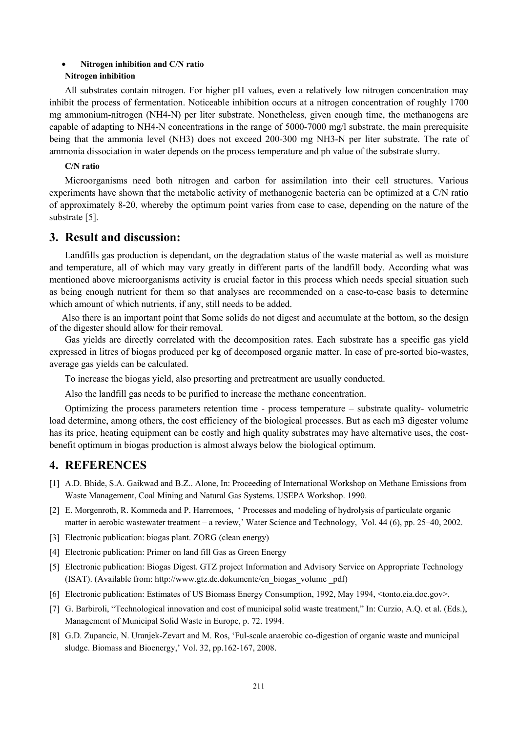- **Nitrogen inhibition and C/N ratio**

**Nitrogen inhibition**

All substrates contain nitrogen. For higher pH values, even a relatively low nitrogen concentration may inhibit the process of fermentation. Noticeable inhibition occurs at a nitrogen concentration of roughly 1700 mg ammonium-nitrogen (NH4-N) per liter substrate. Nonetheless, given enough time, the methanogens are capable of adapting to NH4-N concentrations in the range of 5000-7000 mg/l substrate, the main prerequisite being that the ammonia level (NH3) does not exceed 200-300 mg NH3-N per liter substrate. The rate of ammonia dissociation in water depends on the process temperature and ph value of the substrate slurry.

**C/N ratio**

Microorganisms need both nitrogen and carbon for assimilation into their cell structures. Various experiments have shown that the metabolic activity of methanogenic bacteria can be optimized at a C/N ratio of approximately 8-20, whereby the optimum point varies from case to case, depending on the nature of the substrate [5].

## 3. Result and discussion:

Landfills gas production is dependant, on the degradation status of the waste material as well as moisture and temperature, all of which may vary greatly in different parts of the landfill body. According what was mentioned above microorganisms activity is crucial factor in this process which needs special situation such as being enough nutrient for them so that analyses are recommended on a case-to-case basis to determine which amount of which nutrients, if any, still needs to be added.

Also there is an important point that Some solids do not digest and accumulate at the bottom, so the design of the digester should allow for their removal.

Gas yields are directly correlated with the decomposition rates. Each substrate has a specific gas yield expressed in litres of biogas produced per kg of decomposed organic matter. In case of pre-sorted bio-wastes, average gas yields can be calculated.

To increase the biogas yield, also presorting and pretreatment are usually conducted.

Also the landfill gas needs to be purified to increase the methane concentration.

Optimizing the process parameters retention time - process temperature – substrate quality- volumetric load determine, among others, the cost efficiency of the biological processes. But as each m3 digester volume has its price, heating equipment can be costly and high quality substrates may have alternative uses, the cost-benefit optimum in biogas production is almost always below the biological optimum.

## 4. REFERENCES

[1] A.D. Bhide, S.A. Gaikwad and B.Z.. Alone, In: Proceeding of International Workshop on Methane Emissions from Waste Management, Coal Mining and Natural Gas Systems. USEPA Workshop. 1990.

[2] E. Morgenroth, R. Kommeda and P. Harremoes, ' Processes and modeling of hydrolysis of particulate organic matter in aerobic wastewater treatment – a review,' Water Science and Technology, Vol. 44 (6), pp. 25–40, 2002.

[3] Electronic publication: biogas plant. ZORG (clean energy)

[4] Electronic publication: Primer on land fill Gas as Green Energy

[5] Electronic publication: Biogas Digest. GTZ project Information and Advisory Service on Appropriate Technology (ISAT). (Available from: http://www.gtz.de.dokumente/en_biogas_volume _pdf)

[6] Electronic publication: Estimates of US Biomass Energy Consumption, 1992, May 1994, <tonto.eia.doc.gov>.

[7] G. Barbiroli, "Technological innovation and cost of municipal solid waste treatment," In: Curzio, A.Q. et al. (Eds.), Management of Municipal Solid Waste in Europe, p. 72. 1994.

[8] G.D. Zupancic, N. Uranjek-Zevart and M. Ros, 'Ful-scale anaerobic co-digestion of organic waste and municipal sludge. Biomass and Bioenergy,' Vol. 32, pp.162-167, 2008.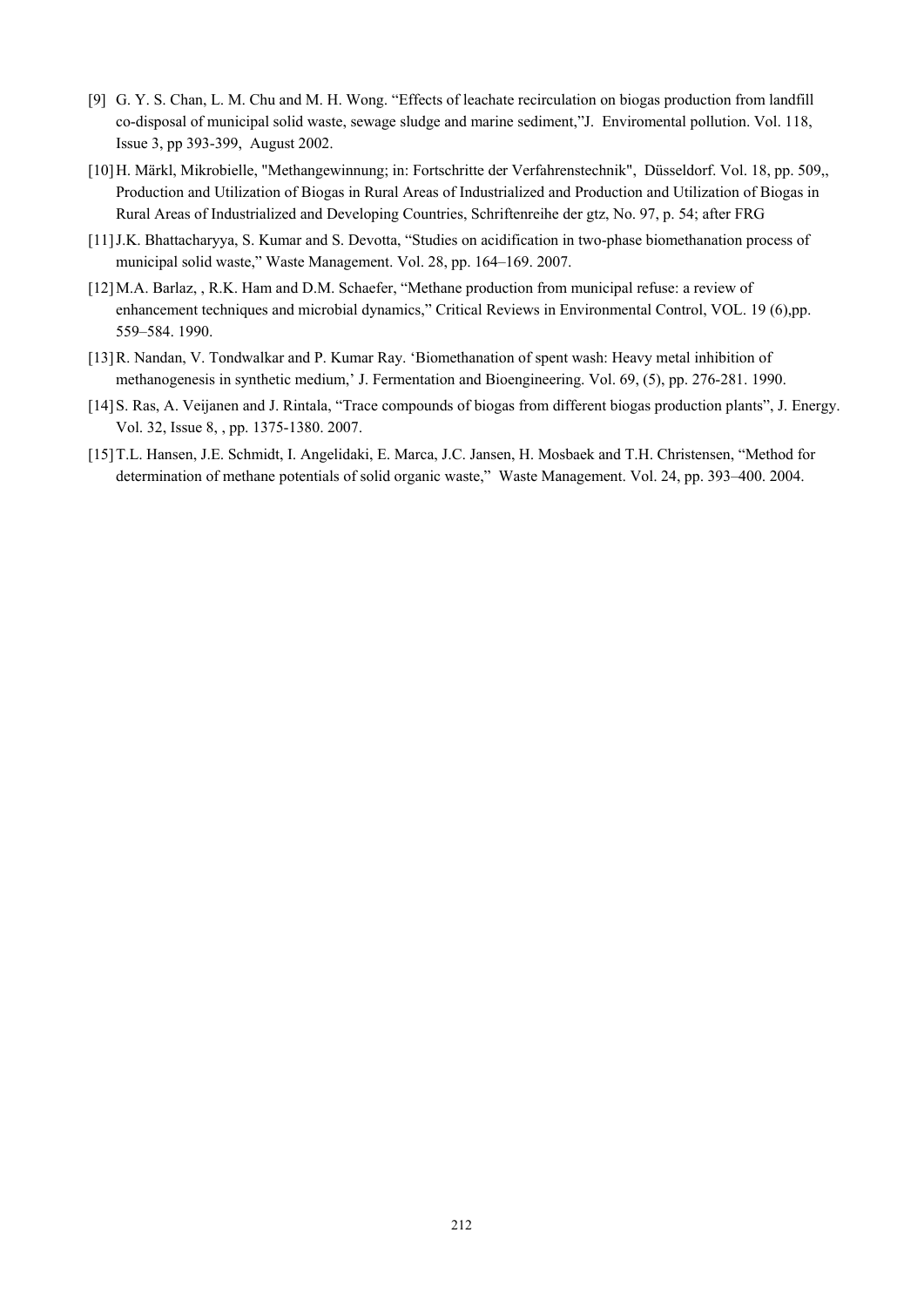[9] G. Y. S. Chan, L. M. Chu and M. H. Wong. "Effects of leachate recirculation on biogas production from landfill co-disposal of municipal solid waste, sewage sludge and marine sediment,"J. Enviromental pollution. Vol. 118, Issue 3, pp 393-399, August 2002.

[10] H. Märkl, Mikrobielle, "Methangewinnung; in: Fortschritte der Verfahrenstechnik", Düsseldorf. Vol. 18, pp. 509,, Production and Utilization of Biogas in Rural Areas of Industrialized and Production and Utilization of Biogas in Rural Areas of Industrialized and Developing Countries, Schriftenreihe der gtz, No. 97, p. 54; after FRG

[11] J.K. Bhattacharyya, S. Kumar and S. Devotta, "Studies on acidification in two-phase biomethanation process of municipal solid waste," Waste Management. Vol. 28, pp. 164–169. 2007.

[12] M.A. Barlaz, , R.K. Ham and D.M. Schaefer, "Methane production from municipal refuse: a review of enhancement techniques and microbial dynamics," Critical Reviews in Environmental Control, VOL. 19 (6),pp. 559–584. 1990.

[13] R. Nandan, V. Tondwalkar and P. Kumar Ray. 'Biomethanation of spent wash: Heavy metal inhibition of methanogenesis in synthetic medium,' J. Fermentation and Bioengineering. Vol. 69, (5), pp. 276-281. 1990.

[14] S. Ras, A. Veijanen and J. Rintala, "Trace compounds of biogas from different biogas production plants", J. Energy. Vol. 32, Issue 8, , pp. 1375-1380. 2007.

[15] T.L. Hansen, J.E. Schmidt, I. Angelidaki, E. Marca, J.C. Jansen, H. Mosbaek and T.H. Christensen, "Method for determination of methane potentials of solid organic waste," Waste Management. Vol. 24, pp. 393–400. 2004.